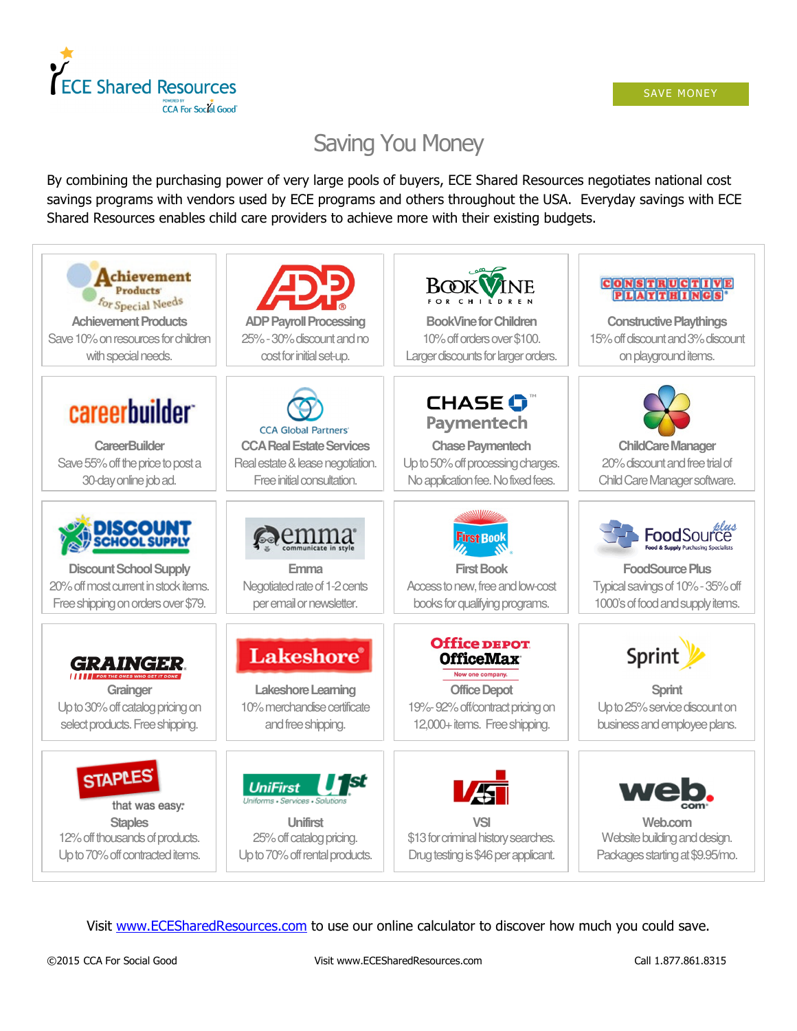ECE Shared Resources

POWERED BY CCA For Social Good

SAVE MONEY

# Saving You Money

By combining the purchasing power of very large pools of buyers, ECE Shared Resources negotiates national cost savings programs with vendors used by ECE programs and others throughout the USA. Everyday savings with ECE Shared Resources enables child care providers to achieve more with their existing budgets.

| | | | |
|---|---|---|---|
| **Achievement Products**<br>Save 10% on resources for children with special needs. | **ADP Payroll Processing**<br>25% - 30% discount and no cost for initial set-up. | **BookVine for Children**<br>10% off orders over $100. Larger discounts for larger orders. | **Constructive Playthings**<br>15% off discount and 3% discount on playground items. |
| **CareerBuilder**<br>Save 55% off the price to post a 30-day online job ad. | **CCA Real Estate Services**<br>Real estate & lease negotiation. Free initial consultation. | **Chase Paymentech**<br>Up to 50% off processing charges. No application fee. No fixed fees. | **ChildCare Manager**<br>20% discount and free trial of Child Care Manager software. |
| **Discount School Supply**<br>20% off most current in stock items. Free shipping on orders over $79. | **Emma**<br>Negotiated rate of 1-2 cents per email or newsletter. | **First Book**<br>Access to new, free and low-cost books for qualifying programs. | **FoodSource Plus**<br>Typical savings of 10% - 35% off 1000's of food and supply items. |
| **Grainger**<br>Up to 30% off catalog pricing on select products. Free shipping. | **Lakeshore Learning**<br>10% merchandise certificate and free shipping. | **Office Depot**<br>19%- 92% off/contract pricing on 12,000+ items. Free shipping. | **Sprint**<br>Up to 25% service discount on business and employee plans. |
| **Staples**<br>12% off thousands of products. Up to 70% off contracted items. | **Unifirst**<br>25% off catalog pricing. Up to 70% off rental products. | **VSI**<br>$13 for criminal history searches. Drug testing is $46 per applicant. | **Web.com**<br>Website building and design. Packages starting at $9.95/mo. |

Visit www.ECESharedResources.com to use our online calculator to discover how much you could save.

©2015 CCA For Social Good | Visit www.ECESharedResources.com | Call 1.877.861.8315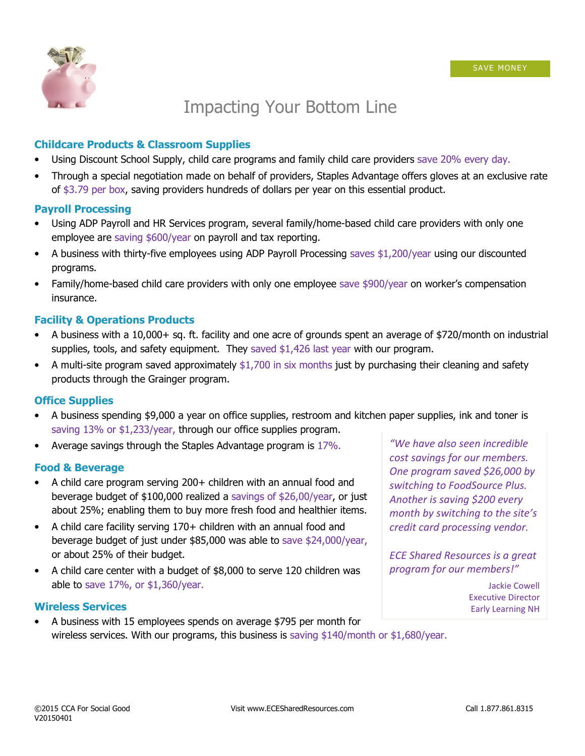SAVE MONEY

# Impacting Your Bottom Line

## Childcare Products & Classroom Supplies

- Using Discount School Supply, child care programs and family child care providers save 20% every day.
- Through a special negotiation made on behalf of providers, Staples Advantage offers gloves at an exclusive rate of $3.79 per box, saving providers hundreds of dollars per year on this essential product.

## Payroll Processing

- Using ADP Payroll and HR Services program, several family/home-based child care providers with only one employee are saving $600/year on payroll and tax reporting.
- A business with thirty-five employees using ADP Payroll Processing saves $1,200/year using our discounted programs.
- Family/home-based child care providers with only one employee save $900/year on worker's compensation insurance.

## Facility & Operations Products

- A business with a 10,000+ sq. ft. facility and one acre of grounds spent an average of $720/month on industrial supplies, tools, and safety equipment. They saved $1,426 last year with our program.
- A multi-site program saved approximately $1,700 in six months just by purchasing their cleaning and safety products through the Grainger program.

## Office Supplies

- A business spending $9,000 a year on office supplies, restroom and kitchen paper supplies, ink and toner is saving 13% or $1,233/year, through our office supplies program.
- Average savings through the Staples Advantage program is 17%.

## Food & Beverage

- A child care program serving 200+ children with an annual food and beverage budget of $100,000 realized a savings of $26,00/year, or just about 25%; enabling them to buy more fresh food and healthier items.
- A child care facility serving 170+ children with an annual food and beverage budget of just under $85,000 was able to save $24,000/year, or about 25% of their budget.
- A child care center with a budget of $8,000 to serve 120 children was able to save 17%, or $1,360/year.

## Wireless Services

- A business with 15 employees spends on average $795 per month for wireless services. With our programs, this business is saving $140/month or $1,680/year.

> *"We have also seen incredible cost savings for our members. One program saved $26,000 by switching to FoodSource Plus. Another is saving $200 every month by switching to the site's credit card processing vendor.*
>
> *ECE Shared Resources is a great program for our members!"*
>
> Jackie Cowell
> Executive Director
> Early Learning NH

©2015 CCA For Social Good
V20150401

Visit www.ECESharedResources.com

Call 1.877.861.8315